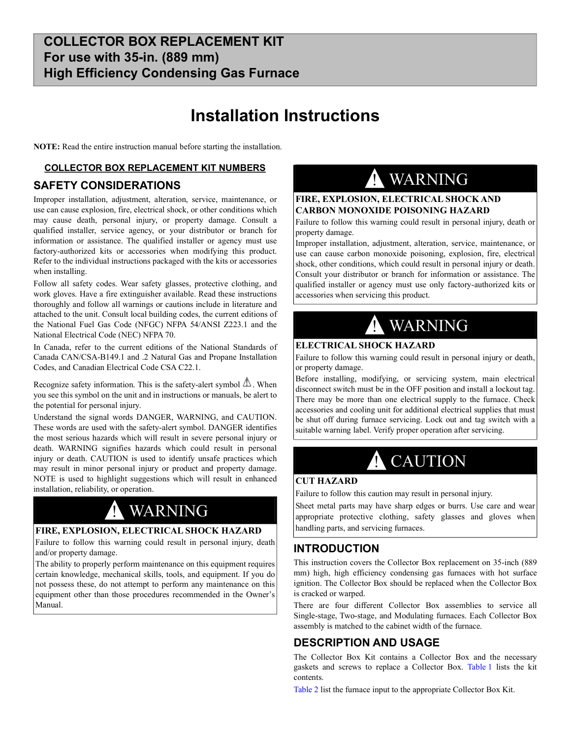# COLLECTOR BOX REPLACEMENT KIT
# For use with 35-in. (889 mm)
# High Efficiency Condensing Gas Furnace

# Installation Instructions

**NOTE:** Read the entire instruction manual before starting the installation.

## COLLECTOR BOX REPLACEMENT KIT NUMBERS

## SAFETY CONSIDERATIONS

Improper installation, adjustment, alteration, service, maintenance, or use can cause explosion, fire, electrical shock, or other conditions which may cause death, personal injury, or property damage. Consult a qualified installer, service agency, or your distributor or branch for information or assistance. The qualified installer or agency must use factory-authorized kits or accessories when modifying this product. Refer to the individual instructions packaged with the kits or accessories when installing.

Follow all safety codes. Wear safety glasses, protective clothing, and work gloves. Have a fire extinguisher available. Read these instructions thoroughly and follow all warnings or cautions include in literature and attached to the unit. Consult local building codes, the current editions of the National Fuel Gas Code (NFGC) NFPA 54/ANSI Z223.1 and the National Electrical Code (NEC) NFPA 70.

In Canada, refer to the current editions of the National Standards of Canada CAN/CSA-B149.1 and .2 Natural Gas and Propane Installation Codes, and Canadian Electrical Code CSA C22.1.

Recognize safety information. This is the safety-alert symbol ⚠. When you see this symbol on the unit and in instructions or manuals, be alert to the potential for personal injury.

Understand the signal words DANGER, WARNING, and CAUTION. These words are used with the safety-alert symbol. DANGER identifies the most serious hazards which will result in severe personal injury or death. WARNING signifies hazards which could result in personal injury or death. CAUTION is used to identify unsafe practices which may result in minor personal injury or product and property damage. NOTE is used to highlight suggestions which will result in enhanced installation, reliability, or operation.

> **⚠ WARNING**
>
> **FIRE, EXPLOSION, ELECTRICAL SHOCK HAZARD**
>
> Failure to follow this warning could result in personal injury, death and/or property damage.
>
> The ability to properly perform maintenance on this equipment requires certain knowledge, mechanical skills, tools, and equipment. If you do not possess these, do not attempt to perform any maintenance on this equipment other than those procedures recommended in the Owner's Manual.

> **⚠ WARNING**
>
> **FIRE, EXPLOSION, ELECTRICAL SHOCK AND CARBON MONOXIDE POISONING HAZARD**
>
> Failure to follow this warning could result in personal injury, death or property damage.
>
> Improper installation, adjustment, alteration, service, maintenance, or use can cause carbon monoxide poisoning, explosion, fire, electrical shock, other conditions, which could result in personal injury or death. Consult your distributor or branch for information or assistance. The qualified installer or agency must use only factory-authorized kits or accessories when servicing this product.

> **⚠ WARNING**
>
> **ELECTRICAL SHOCK HAZARD**
>
> Failure to follow this warning could result in personal injury or death, or property damage.
>
> Before installing, modifying, or servicing system, main electrical disconnect switch must be in the OFF position and install a lockout tag. There may be more than one electrical supply to the furnace. Check accessories and cooling unit for additional electrical supplies that must be shut off during furnace servicing. Lock out and tag switch with a suitable warning label. Verify proper operation after servicing.

> **⚠ CAUTION**
>
> **CUT HAZARD**
>
> Failure to follow this caution may result in personal injury.
>
> Sheet metal parts may have sharp edges or burrs. Use care and wear appropriate protective clothing, safety glasses and gloves when handling parts, and servicing furnaces.

## INTRODUCTION

This instruction covers the Collector Box replacement on 35-inch (889 mm) high, high efficiency condensing gas furnaces with hot surface ignition. The Collector Box should be replaced when the Collector Box is cracked or warped.

There are four different Collector Box assemblies to service all Single-stage, Two-stage, and Modulating furnaces. Each Collector Box assembly is matched to the cabinet width of the furnace.

## DESCRIPTION AND USAGE

The Collector Box Kit contains a Collector Box and the necessary gaskets and screws to replace a Collector Box. Table 1 lists the kit contents.

Table 2 list the furnace input to the appropriate Collector Box Kit.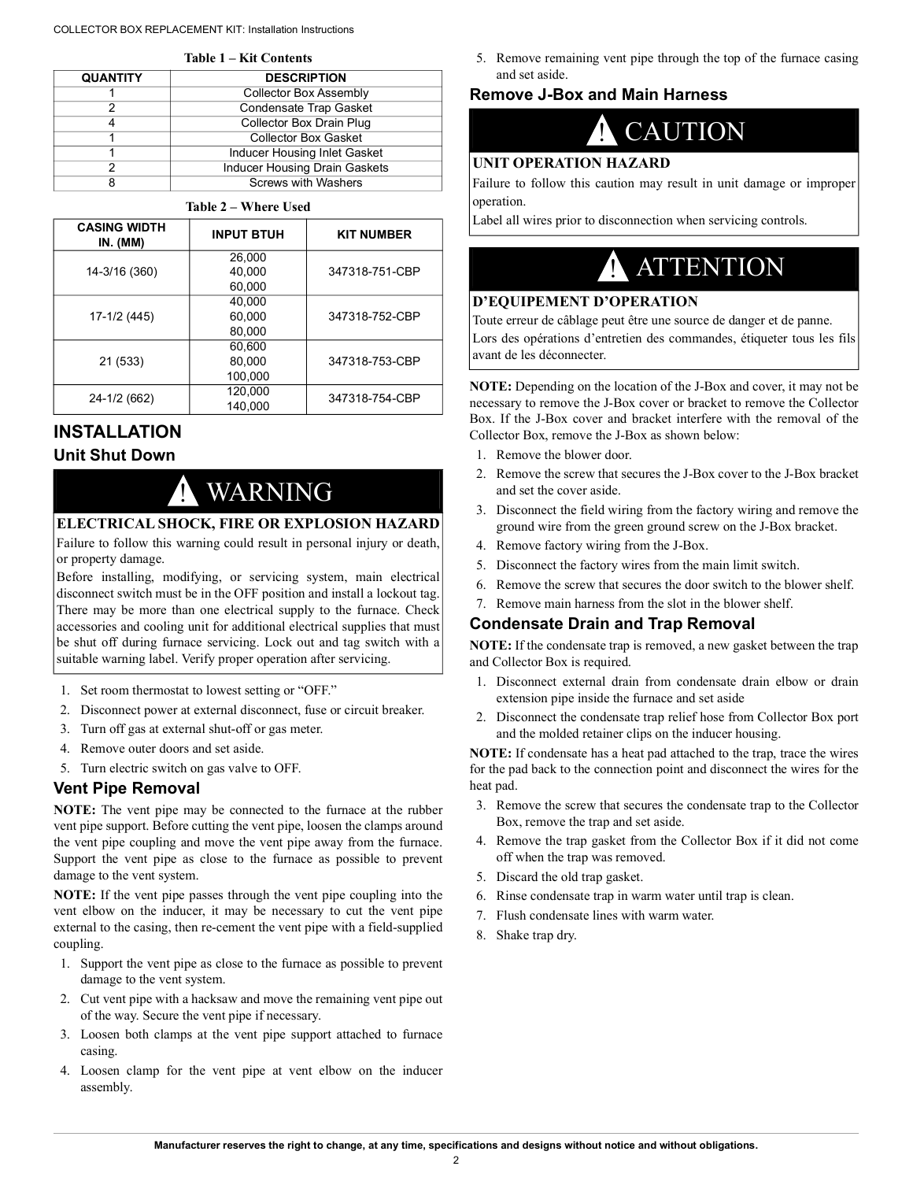**Table 1 – Kit Contents**

| QUANTITY | DESCRIPTION |
|---|---|
| 1 | Collector Box Assembly |
| 2 | Condensate Trap Gasket |
| 4 | Collector Box Drain Plug |
| 1 | Collector Box Gasket |
| 1 | Inducer Housing Inlet Gasket |
| 2 | Inducer Housing Drain Gaskets |
| 8 | Screws with Washers |

**Table 2 – Where Used**

| CASING WIDTH IN. (MM) | INPUT BTUH | KIT NUMBER |
|---|---|---|
| 14-3/16 (360) | 26,000<br>40,000<br>60,000 | 347318-751-CBP |
| 17-1/2 (445) | 40,000<br>60,000<br>80,000 | 347318-752-CBP |
| 21 (533) | 60,600<br>80,000<br>100,000 | 347318-753-CBP |
| 24-1/2 (662) | 120,000<br>140,000 | 347318-754-CBP |

# INSTALLATION

## Unit Shut Down

**! WARNING**

**ELECTRICAL SHOCK, FIRE OR EXPLOSION HAZARD**

Failure to follow this warning could result in personal injury or death, or property damage.

Before installing, modifying, or servicing system, main electrical disconnect switch must be in the OFF position and install a lockout tag. There may be more than one electrical supply to the furnace. Check accessories and cooling unit for additional electrical supplies that must be shut off during furnace servicing. Lock out and tag switch with a suitable warning label. Verify proper operation after servicing.

1. Set room thermostat to lowest setting or "OFF."
2. Disconnect power at external disconnect, fuse or circuit breaker.
3. Turn off gas at external shut-off or gas meter.
4. Remove outer doors and set aside.
5. Turn electric switch on gas valve to OFF.

## Vent Pipe Removal

**NOTE:** The vent pipe may be connected to the furnace at the rubber vent pipe support. Before cutting the vent pipe, loosen the clamps around the vent pipe coupling and move the vent pipe away from the furnace. Support the vent pipe as close to the furnace as possible to prevent damage to the vent system.

**NOTE:** If the vent pipe passes through the vent pipe coupling into the vent elbow on the inducer, it may be necessary to cut the vent pipe external to the casing, then re-cement the vent pipe with a field-supplied coupling.

1. Support the vent pipe as close to the furnace as possible to prevent damage to the vent system.
2. Cut vent pipe with a hacksaw and move the remaining vent pipe out of the way. Secure the vent pipe if necessary.
3. Loosen both clamps at the vent pipe support attached to furnace casing.
4. Loosen clamp for the vent pipe at vent elbow on the inducer assembly.
5. Remove remaining vent pipe through the top of the furnace casing and set aside.

## Remove J-Box and Main Harness

**! CAUTION**

**UNIT OPERATION HAZARD**

Failure to follow this caution may result in unit damage or improper operation.

Label all wires prior to disconnection when servicing controls.

**! ATTENTION**

**D'EQUIPEMENT D'OPERATION**

Toute erreur de câblage peut être une source de danger et de panne.

Lors des opérations d'entretien des commandes, étiqueter tous les fils avant de les déconnecter.

**NOTE:** Depending on the location of the J-Box and cover, it may not be necessary to remove the J-Box cover or bracket to remove the Collector Box. If the J-Box cover and bracket interfere with the removal of the Collector Box, remove the J-Box as shown below:

1. Remove the blower door.
2. Remove the screw that secures the J-Box cover to the J-Box bracket and set the cover aside.
3. Disconnect the field wiring from the factory wiring and remove the ground wire from the green ground screw on the J-Box bracket.
4. Remove factory wiring from the J-Box.
5. Disconnect the factory wires from the main limit switch.
6. Remove the screw that secures the door switch to the blower shelf.
7. Remove main harness from the slot in the blower shelf.

## Condensate Drain and Trap Removal

**NOTE:** If the condensate trap is removed, a new gasket between the trap and Collector Box is required.

1. Disconnect external drain from condensate drain elbow or drain extension pipe inside the furnace and set aside
2. Disconnect the condensate trap relief hose from Collector Box port and the molded retainer clips on the inducer housing.

**NOTE:** If condensate has a heat pad attached to the trap, trace the wires for the pad back to the connection point and disconnect the wires for the heat pad.

3. Remove the screw that secures the condensate trap to the Collector Box, remove the trap and set aside.
4. Remove the trap gasket from the Collector Box if it did not come off when the trap was removed.
5. Discard the old trap gasket.
6. Rinse condensate trap in warm water until trap is clean.
7. Flush condensate lines with warm water.
8. Shake trap dry.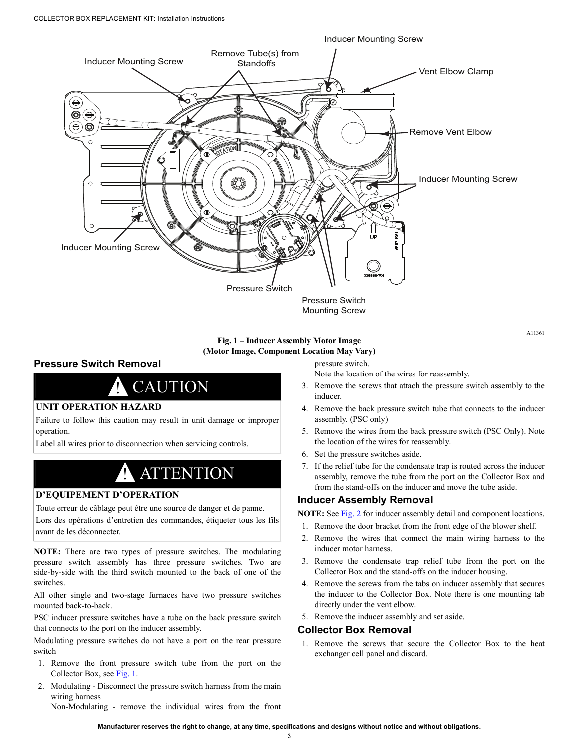Fig. 1 – Inducer Assembly Motor Image
(Motor Image, Component Location May Vary)

## Pressure Switch Removal

**⚠ CAUTION**

**UNIT OPERATION HAZARD**

Failure to follow this caution may result in unit damage or improper operation.

Label all wires prior to disconnection when servicing controls.

**⚠ ATTENTION**

**D'EQUIPEMENT D'OPERATION**

Toute erreur de câblage peut être une source de danger et de panne.

Lors des opérations d'entretien des commandes, étiqueter tous les fils avant de les déconnecter.

**NOTE:** There are two types of pressure switches. The modulating pressure switch assembly has three pressure switches. Two are side-by-side with the third switch mounted to the back of one of the switches.

All other single and two-stage furnaces have two pressure switches mounted back-to-back.

PSC inducer pressure switches have a tube on the back pressure switch that connects to the port on the inducer assembly.

Modulating pressure switches do not have a port on the rear pressure switch

1. Remove the front pressure switch tube from the port on the Collector Box, see Fig. 1.
2. Modulating - Disconnect the pressure switch harness from the main wiring harness
   Non-Modulating - remove the individual wires from the front pressure switch.
   Note the location of the wires for reassembly.
3. Remove the screws that attach the pressure switch assembly to the inducer.
4. Remove the back pressure switch tube that connects to the inducer assembly. (PSC only)
5. Remove the wires from the back pressure switch (PSC Only). Note the location of the wires for reassembly.
6. Set the pressure switches aside.
7. If the relief tube for the condensate trap is routed across the inducer assembly, remove the tube from the port on the Collector Box and from the stand-offs on the inducer and move the tube aside.

## Inducer Assembly Removal

**NOTE:** See Fig. 2 for inducer assembly detail and component locations.

1. Remove the door bracket from the front edge of the blower shelf.
2. Remove the wires that connect the main wiring harness to the inducer motor harness.
3. Remove the condensate trap relief tube from the port on the Collector Box and the stand-offs on the inducer housing.
4. Remove the screws from the tabs on inducer assembly that secures the inducer to the Collector Box. Note there is one mounting tab directly under the vent elbow.
5. Remove the inducer assembly and set aside.

## Collector Box Removal

1. Remove the screws that secure the Collector Box to the heat exchanger cell panel and discard.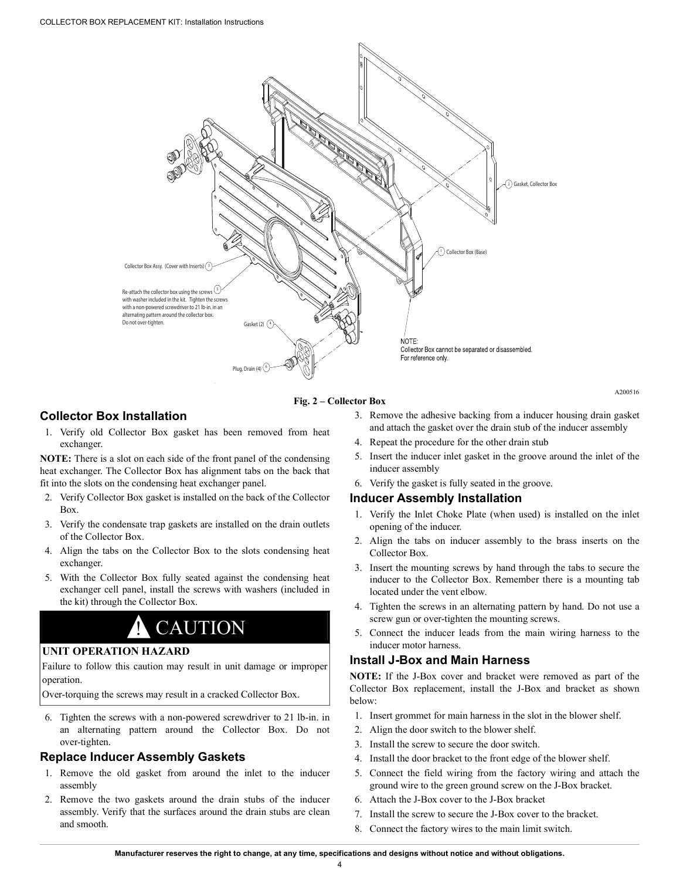Collector Box Assy. (Cover with Inserts) 3

Re-attach the collector box using the screws with washer included in the kit. Tighten the screws with a non-powered screwdriver to 21 lb-in. in an alternating pattern around the collector box. Do not over-tighten. 5

Gasket (2) 4

Plug, Drain (4) 6

2 Gasket, Collector Box

1 Collector Box (Base)

NOTE:
Collector Box cannot be separated or disassembled.
For reference only.

A200516

**Fig. 2 – Collector Box**

## Collector Box Installation

1. Verify old Collector Box gasket has been removed from heat exchanger.

**NOTE:** There is a slot on each side of the front panel of the condensing heat exchanger. The Collector Box has alignment tabs on the back that fit into the slots on the condensing heat exchanger panel.

2. Verify Collector Box gasket is installed on the back of the Collector Box.
3. Verify the condensate trap gaskets are installed on the drain outlets of the Collector Box.
4. Align the tabs on the Collector Box to the slots condensing heat exchanger.
5. With the Collector Box fully seated against the condensing heat exchanger cell panel, install the screws with washers (included in the kit) through the Collector Box.

> **! CAUTION**
>
> **UNIT OPERATION HAZARD**
>
> Failure to follow this caution may result in unit damage or improper operation.
>
> Over-torquing the screws may result in a cracked Collector Box.

6. Tighten the screws with a non-powered screwdriver to 21 lb-in. in an alternating pattern around the Collector Box. Do not over-tighten.

## Replace Inducer Assembly Gaskets

1. Remove the old gasket from around the inlet to the inducer assembly
2. Remove the two gaskets around the drain stubs of the inducer assembly. Verify that the surfaces around the drain stubs are clean and smooth.
3. Remove the adhesive backing from a inducer housing drain gasket and attach the gasket over the drain stub of the inducer assembly
4. Repeat the procedure for the other drain stub
5. Insert the inducer inlet gasket in the groove around the inlet of the inducer assembly
6. Verify the gasket is fully seated in the groove.

## Inducer Assembly Installation

1. Verify the Inlet Choke Plate (when used) is installed on the inlet opening of the inducer.
2. Align the tabs on inducer assembly to the brass inserts on the Collector Box.
3. Insert the mounting screws by hand through the tabs to secure the inducer to the Collector Box. Remember there is a mounting tab located under the vent elbow.
4. Tighten the screws in an alternating pattern by hand. Do not use a screw gun or over-tighten the mounting screws.
5. Connect the inducer leads from the main wiring harness to the inducer motor harness.

## Install J-Box and Main Harness

**NOTE:** If the J-Box cover and bracket were removed as part of the Collector Box replacement, install the J-Box and bracket as shown below:

1. Insert grommet for main harness in the slot in the blower shelf.
2. Align the door switch to the blower shelf.
3. Install the screw to secure the door switch.
4. Install the door bracket to the front edge of the blower shelf.
5. Connect the field wiring from the factory wiring and attach the ground wire to the green ground screw on the J-Box bracket.
6. Attach the J-Box cover to the J-Box bracket
7. Install the screw to secure the J-Box cover to the bracket.
8. Connect the factory wires to the main limit switch.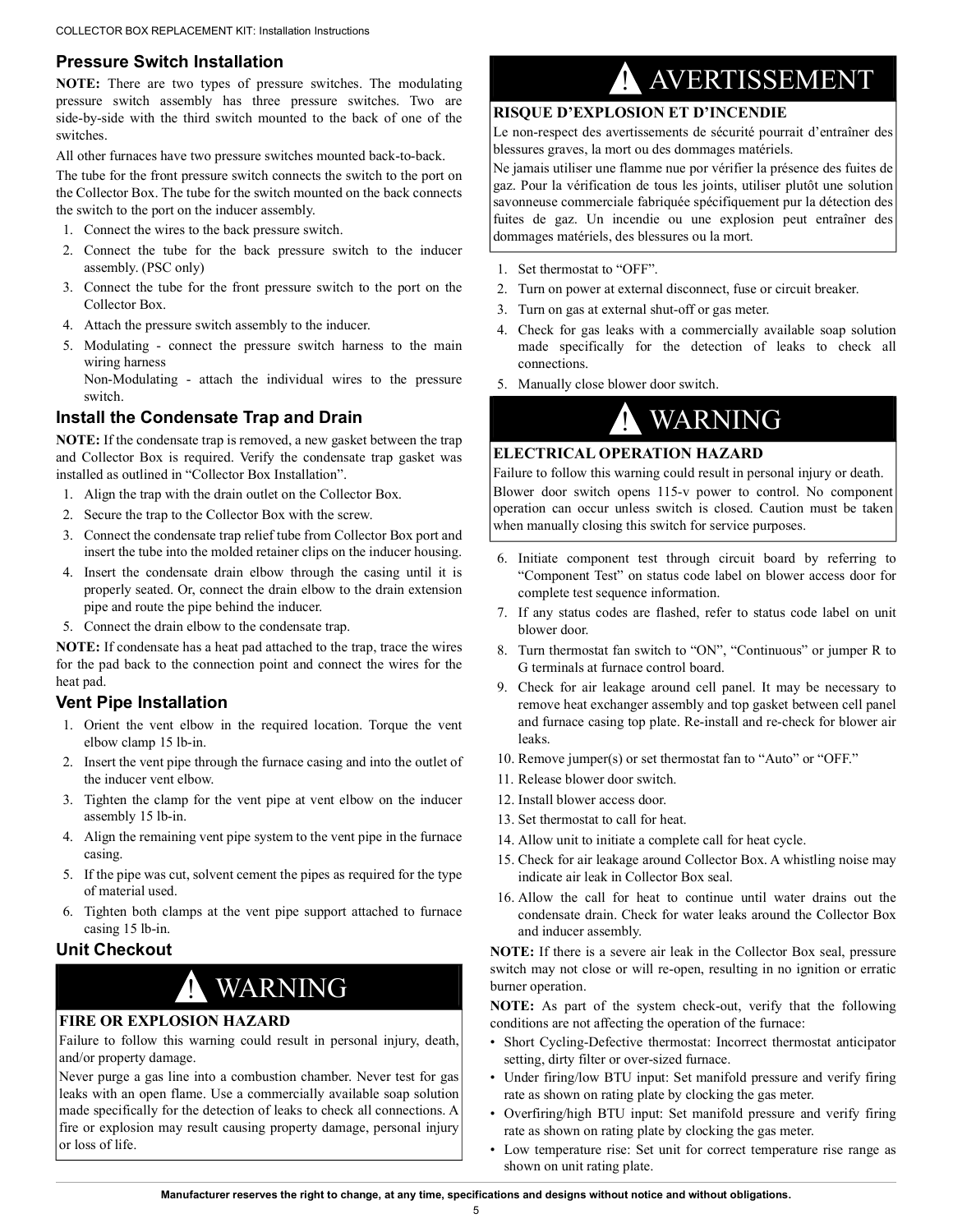## Pressure Switch Installation

**NOTE:** There are two types of pressure switches. The modulating pressure switch assembly has three pressure switches. Two are side-by-side with the third switch mounted to the back of one of the switches.

All other furnaces have two pressure switches mounted back-to-back.

The tube for the front pressure switch connects the switch to the port on the Collector Box. The tube for the switch mounted on the back connects the switch to the port on the inducer assembly.

1. Connect the wires to the back pressure switch.
2. Connect the tube for the back pressure switch to the inducer assembly. (PSC only)
3. Connect the tube for the front pressure switch to the port on the Collector Box.
4. Attach the pressure switch assembly to the inducer.
5. Modulating - connect the pressure switch harness to the main wiring harness
   Non-Modulating - attach the individual wires to the pressure switch.

## Install the Condensate Trap and Drain

**NOTE:** If the condensate trap is removed, a new gasket between the trap and Collector Box is required. Verify the condensate trap gasket was installed as outlined in "Collector Box Installation".

1. Align the trap with the drain outlet on the Collector Box.
2. Secure the trap to the Collector Box with the screw.
3. Connect the condensate trap relief tube from Collector Box port and insert the tube into the molded retainer clips on the inducer housing.
4. Insert the condensate drain elbow through the casing until it is properly seated. Or, connect the drain elbow to the drain extension pipe and route the pipe behind the inducer.
5. Connect the drain elbow to the condensate trap.

**NOTE:** If condensate has a heat pad attached to the trap, trace the wires for the pad back to the connection point and connect the wires for the heat pad.

## Vent Pipe Installation

1. Orient the vent elbow in the required location. Torque the vent elbow clamp 15 lb-in.
2. Insert the vent pipe through the furnace casing and into the outlet of the inducer vent elbow.
3. Tighten the clamp for the vent pipe at vent elbow on the inducer assembly 15 lb-in.
4. Align the remaining vent pipe system to the vent pipe in the furnace casing.
5. If the pipe was cut, solvent cement the pipes as required for the type of material used.
6. Tighten both clamps at the vent pipe support attached to furnace casing 15 lb-in.

## Unit Checkout

> **! WARNING**
>
> **FIRE OR EXPLOSION HAZARD**
>
> Failure to follow this warning could result in personal injury, death, and/or property damage.
>
> Never purge a gas line into a combustion chamber. Never test for gas leaks with an open flame. Use a commercially available soap solution made specifically for the detection of leaks to check all connections. A fire or explosion may result causing property damage, personal injury or loss of life.

> **! AVERTISSEMENT**
>
> **RISQUE D'EXPLOSION ET D'INCENDIE**
>
> Le non-respect des avertissements de sécurité pourrait d'entraîner des blessures graves, la mort ou des dommages matériels.
>
> Ne jamais utiliser une flamme nue por vérifier la présence des fuites de gaz. Pour la vérification de tous les joints, utiliser plutôt une solution savonneuse commerciale fabriquée spécifiquement pur la détection des fuites de gaz. Un incendie ou une explosion peut entraîner des dommages matériels, des blessures ou la mort.

1. Set thermostat to "OFF".
2. Turn on power at external disconnect, fuse or circuit breaker.
3. Turn on gas at external shut-off or gas meter.
4. Check for gas leaks with a commercially available soap solution made specifically for the detection of leaks to check all connections.
5. Manually close blower door switch.

> **! WARNING**
>
> **ELECTRICAL OPERATION HAZARD**
>
> Failure to follow this warning could result in personal injury or death.
>
> Blower door switch opens 115-v power to control. No component operation can occur unless switch is closed. Caution must be taken when manually closing this switch for service purposes.

6. Initiate component test through circuit board by referring to "Component Test" on status code label on blower access door for complete test sequence information.
7. If any status codes are flashed, refer to status code label on unit blower door.
8. Turn thermostat fan switch to "ON", "Continuous" or jumper R to G terminals at furnace control board.
9. Check for air leakage around cell panel. It may be necessary to remove heat exchanger assembly and top gasket between cell panel and furnace casing top plate. Re-install and re-check for blower air leaks.
10. Remove jumper(s) or set thermostat fan to "Auto" or "OFF."
11. Release blower door switch.
12. Install blower access door.
13. Set thermostat to call for heat.
14. Allow unit to initiate a complete call for heat cycle.
15. Check for air leakage around Collector Box. A whistling noise may indicate air leak in Collector Box seal.
16. Allow the call for heat to continue until water drains out the condensate drain. Check for water leaks around the Collector Box and inducer assembly.

**NOTE:** If there is a severe air leak in the Collector Box seal, pressure switch may not close or will re-open, resulting in no ignition or erratic burner operation.

**NOTE:** As part of the system check-out, verify that the following conditions are not affecting the operation of the furnace:

- Short Cycling-Defective thermostat: Incorrect thermostat anticipator setting, dirty filter or over-sized furnace.
- Under firing/low BTU input: Set manifold pressure and verify firing rate as shown on rating plate by clocking the gas meter.
- Overfiring/high BTU input: Set manifold pressure and verify firing rate as shown on rating plate by clocking the gas meter.
- Low temperature rise: Set unit for correct temperature rise range as shown on unit rating plate.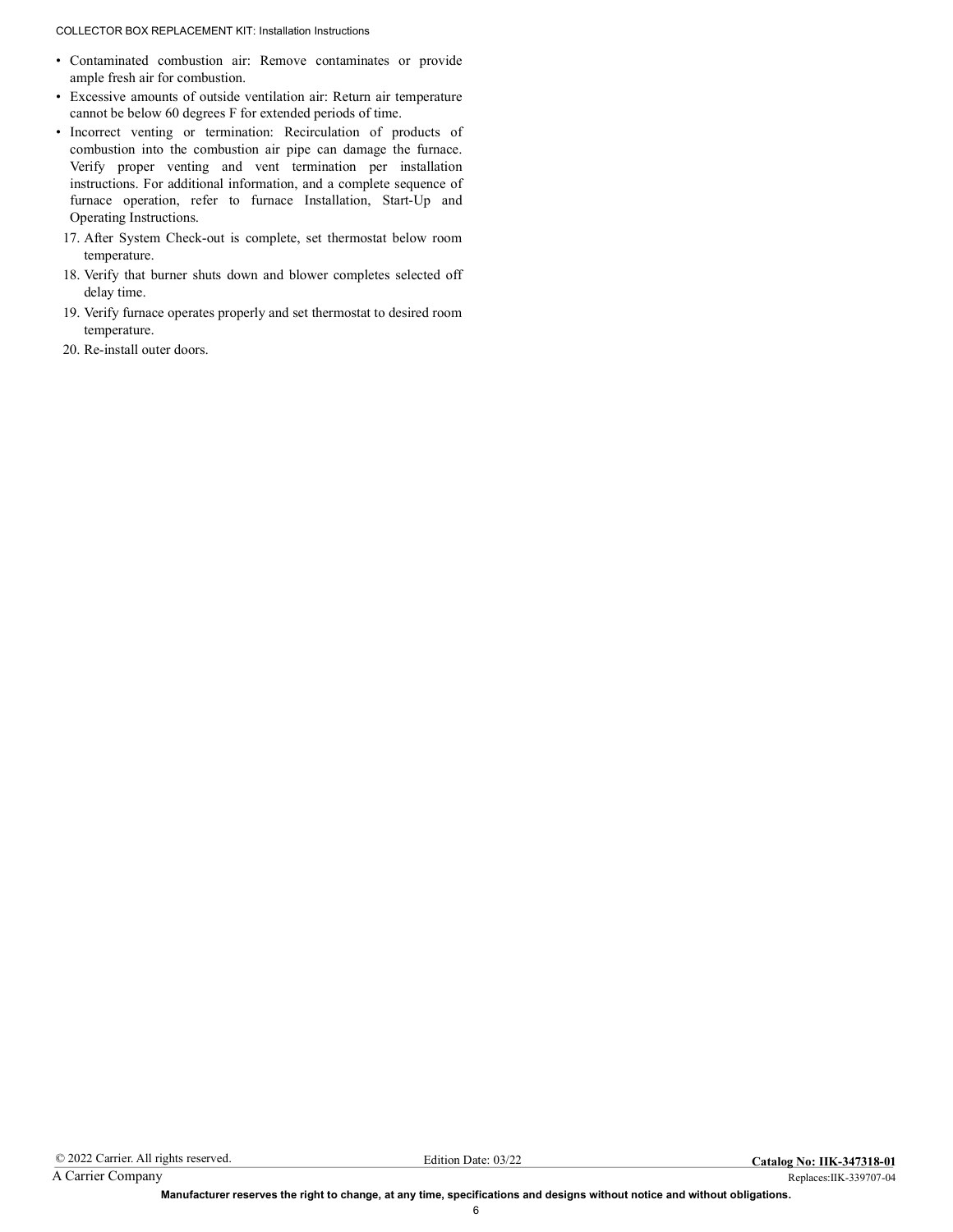- Contaminated combustion air: Remove contaminates or provide ample fresh air for combustion.
- Excessive amounts of outside ventilation air: Return air temperature cannot be below 60 degrees F for extended periods of time.
- Incorrect venting or termination: Recirculation of products of combustion into the combustion air pipe can damage the furnace. Verify proper venting and vent termination per installation instructions. For additional information, and a complete sequence of furnace operation, refer to furnace Installation, Start-Up and Operating Instructions.

17. After System Check-out is complete, set thermostat below room temperature.
18. Verify that burner shuts down and blower completes selected off delay time.
19. Verify furnace operates properly and set thermostat to desired room temperature.
20. Re-install outer doors.

© 2022 Carrier. All rights reserved.
A Carrier Company

Edition Date: 03/22

**Catalog No: IIK-347318-01**
Replaces:IIK-339707-04

**Manufacturer reserves the right to change, at any time, specifications and designs without notice and without obligations.**